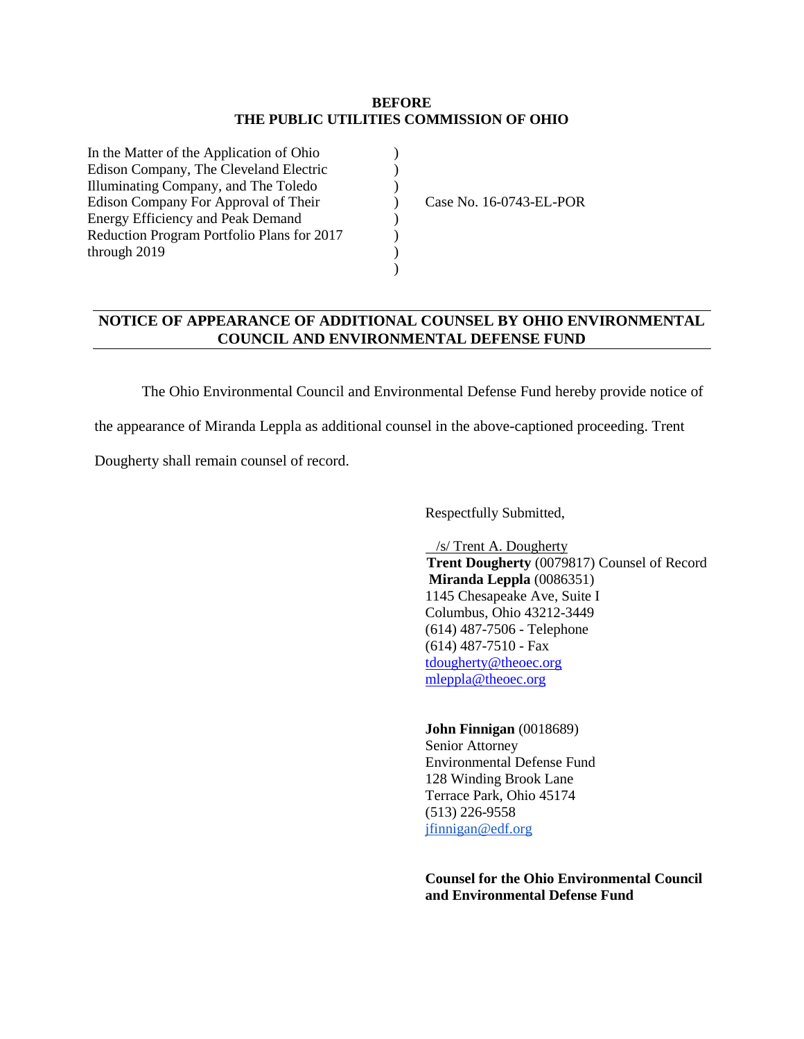**BEFORE**
**THE PUBLIC UTILITIES COMMISSION OF OHIO**

| | | |
|---|---|---|
| In the Matter of the Application of Ohio Edison Company, The Cleveland Electric Illuminating Company, and The Toledo Edison Company For Approval of Their Energy Efficiency and Peak Demand Reduction Program Portfolio Plans for 2017 through 2019 | ) | Case No. 16-0743-EL-POR |

## NOTICE OF APPEARANCE OF ADDITIONAL COUNSEL BY OHIO ENVIRONMENTAL COUNCIL AND ENVIRONMENTAL DEFENSE FUND

The Ohio Environmental Council and Environmental Defense Fund hereby provide notice of the appearance of Miranda Leppla as additional counsel in the above-captioned proceeding. Trent Dougherty shall remain counsel of record.

Respectfully Submitted,

/s/ Trent A. Dougherty
**Trent Dougherty** (0079817) Counsel of Record
**Miranda Leppla** (0086351)
1145 Chesapeake Ave, Suite I
Columbus, Ohio 43212-3449
(614) 487-7506 - Telephone
(614) 487-7510 - Fax
tdougherty@theoec.org
mleppla@theoec.org

**John Finnigan** (0018689)
Senior Attorney
Environmental Defense Fund
128 Winding Brook Lane
Terrace Park, Ohio 45174
(513) 226-9558
jfinnigan@edf.org

**Counsel for the Ohio Environmental Council and Environmental Defense Fund**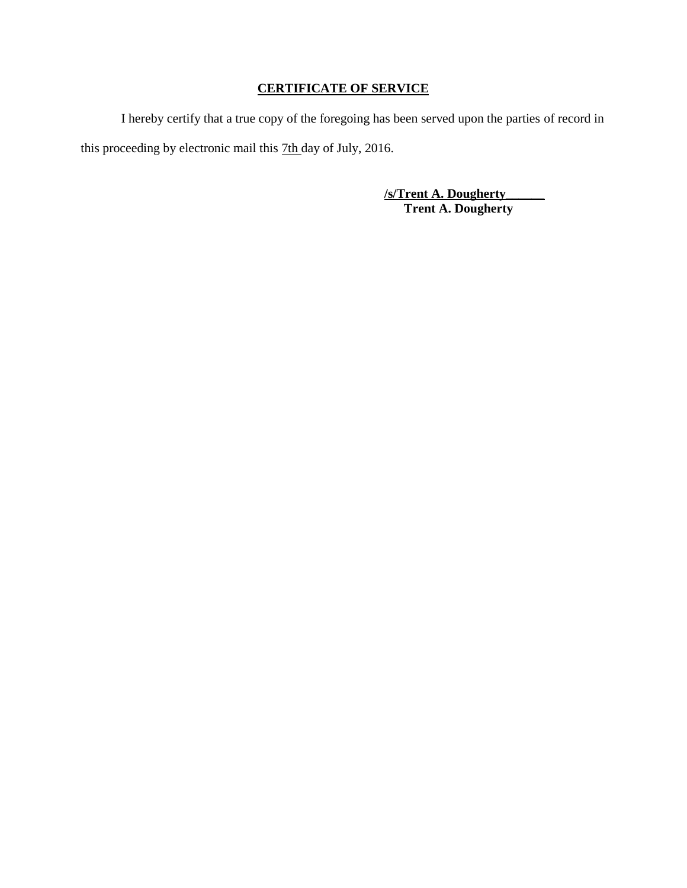## CERTIFICATE OF SERVICE

I hereby certify that a true copy of the foregoing has been served upon the parties of record in this proceeding by electronic mail this 7th day of July, 2016.

**/s/Trent A. Dougherty______**
**Trent A. Dougherty**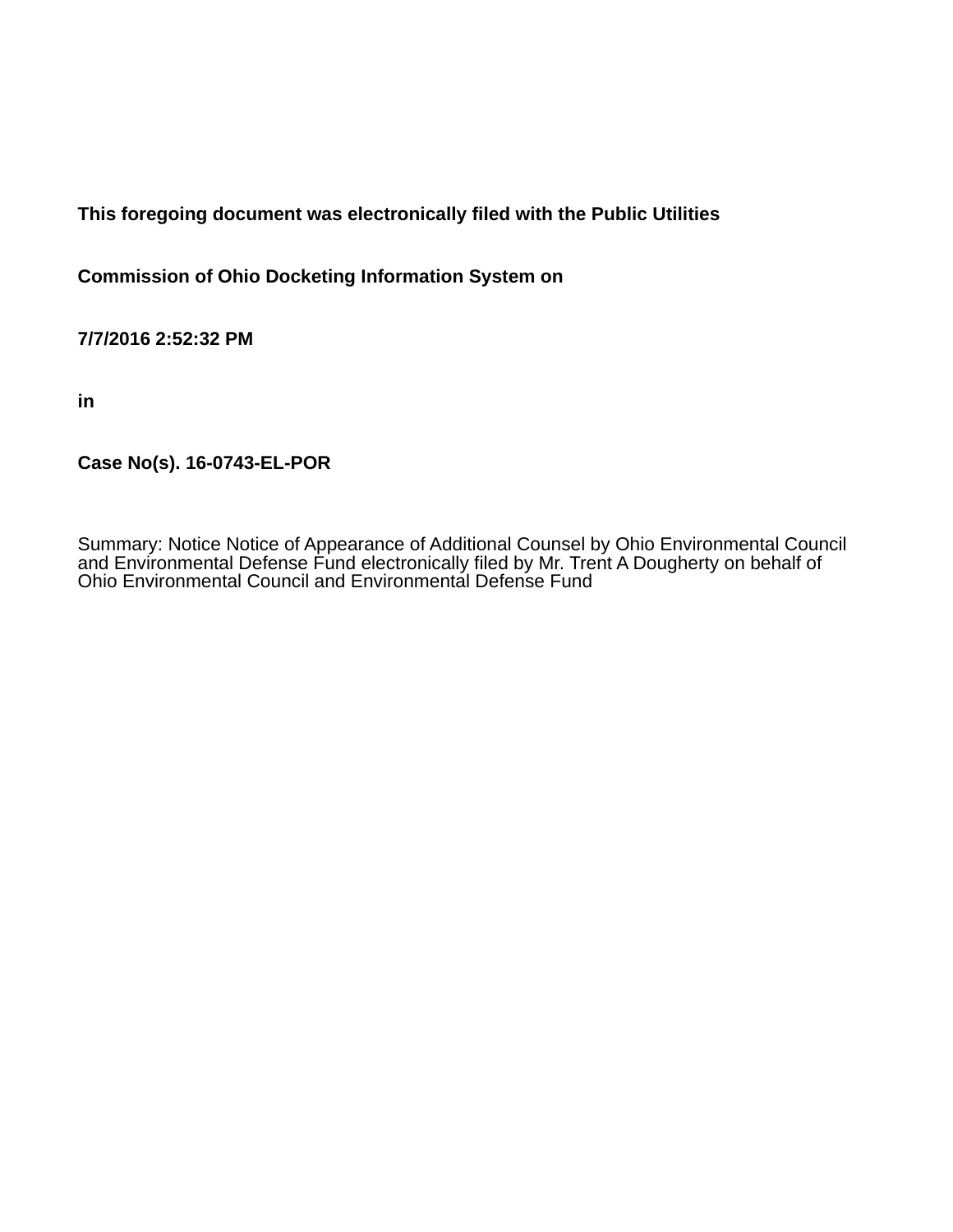**This foregoing document was electronically filed with the Public Utilities**

**Commission of Ohio Docketing Information System on**

**7/7/2016 2:52:32 PM**

**in**

**Case No(s). 16-0743-EL-POR**

Summary: Notice Notice of Appearance of Additional Counsel by Ohio Environmental Council and Environmental Defense Fund electronically filed by Mr. Trent A Dougherty on behalf of Ohio Environmental Council and Environmental Defense Fund